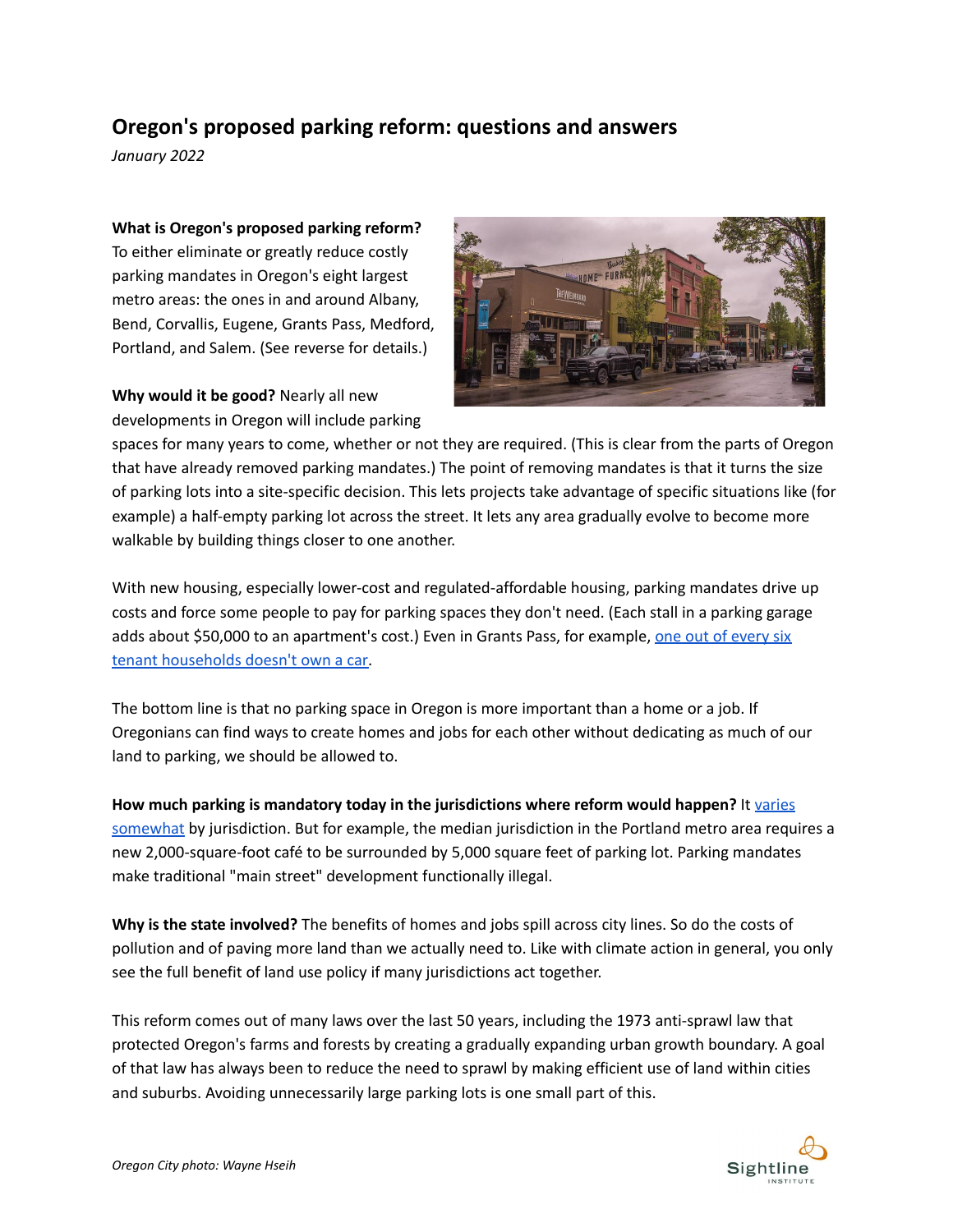# Oregon's proposed parking reform: questions and answers

*January 2022*

**What is Oregon's proposed parking reform?** To either eliminate or greatly reduce costly parking mandates in Oregon's eight largest metro areas: the ones in and around Albany, Bend, Corvallis, Eugene, Grants Pass, Medford, Portland, and Salem. (See reverse for details.)

**Why would it be good?** Nearly all new developments in Oregon will include parking spaces for many years to come, whether or not they are required. (This is clear from the parts of Oregon that have already removed parking mandates.) The point of removing mandates is that it turns the size of parking lots into a site-specific decision. This lets projects take advantage of specific situations like (for example) a half-empty parking lot across the street. It lets any area gradually evolve to become more walkable by building things closer to one another.

With new housing, especially lower-cost and regulated-affordable housing, parking mandates drive up costs and force some people to pay for parking spaces they don't need. (Each stall in a parking garage adds about $50,000 to an apartment's cost.) Even in Grants Pass, for example, one out of every six tenant households doesn't own a car.

The bottom line is that no parking space in Oregon is more important than a home or a job. If Oregonians can find ways to create homes and jobs for each other without dedicating as much of our land to parking, we should be allowed to.

**How much parking is mandatory today in the jurisdictions where reform would happen?** It varies somewhat by jurisdiction. But for example, the median jurisdiction in the Portland metro area requires a new 2,000-square-foot café to be surrounded by 5,000 square feet of parking lot. Parking mandates make traditional "main street" development functionally illegal.

**Why is the state involved?** The benefits of homes and jobs spill across city lines. So do the costs of pollution and of paving more land than we actually need to. Like with climate action in general, you only see the full benefit of land use policy if many jurisdictions act together.

This reform comes out of many laws over the last 50 years, including the 1973 anti-sprawl law that protected Oregon's farms and forests by creating a gradually expanding urban growth boundary. A goal of that law has always been to reduce the need to sprawl by making efficient use of land within cities and suburbs. Avoiding unnecessarily large parking lots is one small part of this.

*Oregon City photo: Wayne Hseih*

Sightline Institute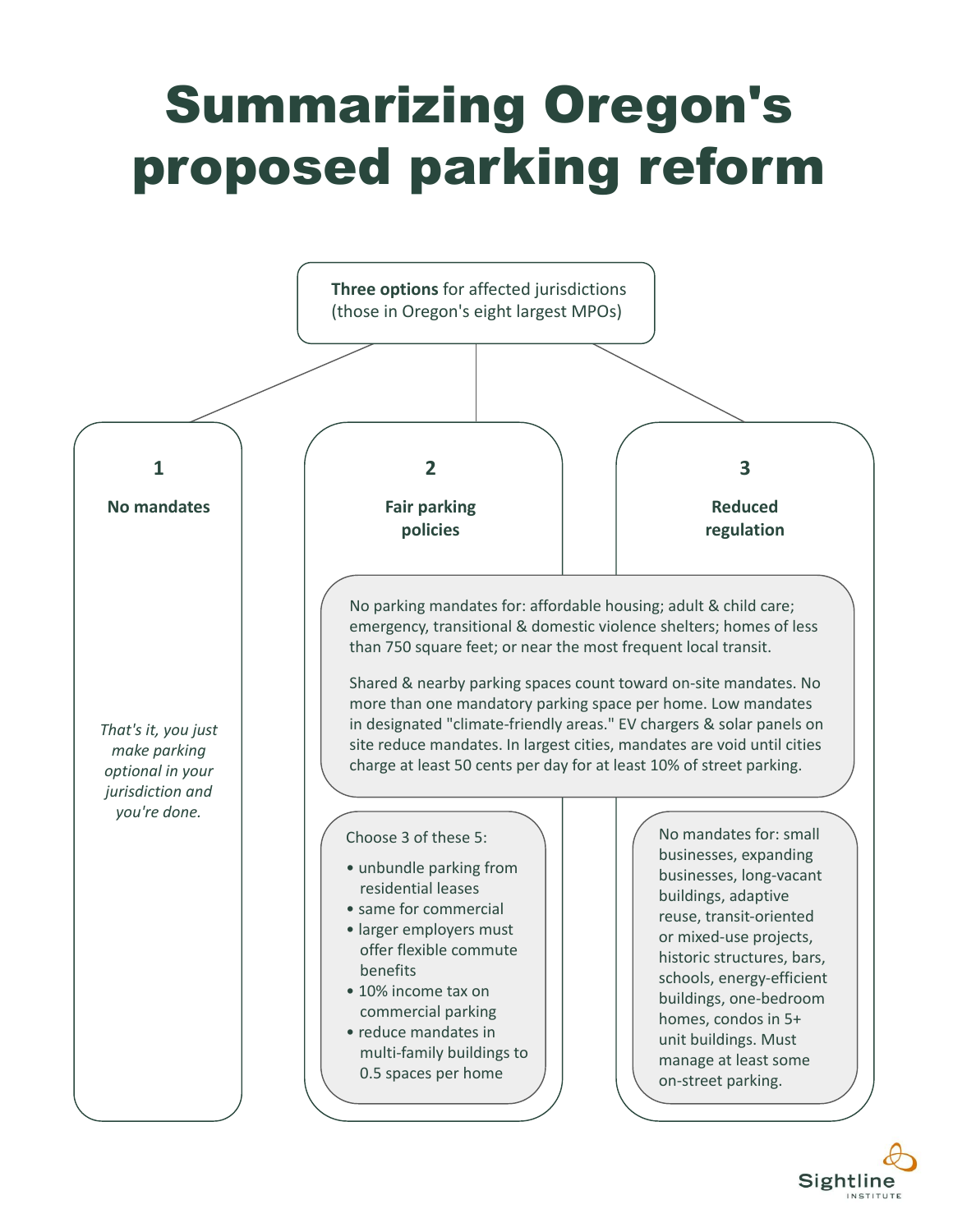# Summarizing Oregon's proposed parking reform

**Three options** for affected jurisdictions (those in Oregon's eight largest MPOs)

## 1

**No mandates**

*That's it, you just make parking optional in your jurisdiction and you're done.*

## 2

**Fair parking policies**

## 3

**Reduced regulation**

*Applies to options 2 and 3:*

No parking mandates for: affordable housing; adult & child care; emergency, transitional & domestic violence shelters; homes of less than 750 square feet; or near the most frequent local transit.

Shared & nearby parking spaces count toward on-site mandates. No more than one mandatory parking space per home. Low mandates in designated "climate-friendly areas." EV chargers & solar panels on site reduce mandates. In largest cities, mandates are void until cities charge at least 50 cents per day for at least 10% of street parking.

*Option 2 (Fair parking policies):*

Choose 3 of these 5:

- unbundle parking from residential leases
- same for commercial
- larger employers must offer flexible commute benefits
- 10% income tax on commercial parking
- reduce mandates in multi-family buildings to 0.5 spaces per home

*Option 3 (Reduced regulation):*

No mandates for: small businesses, expanding businesses, long-vacant buildings, adaptive reuse, transit-oriented or mixed-use projects, historic structures, bars, schools, energy-efficient buildings, one-bedroom homes, condos in 5+ unit buildings. Must manage at least some on-street parking.

Sightline Institute